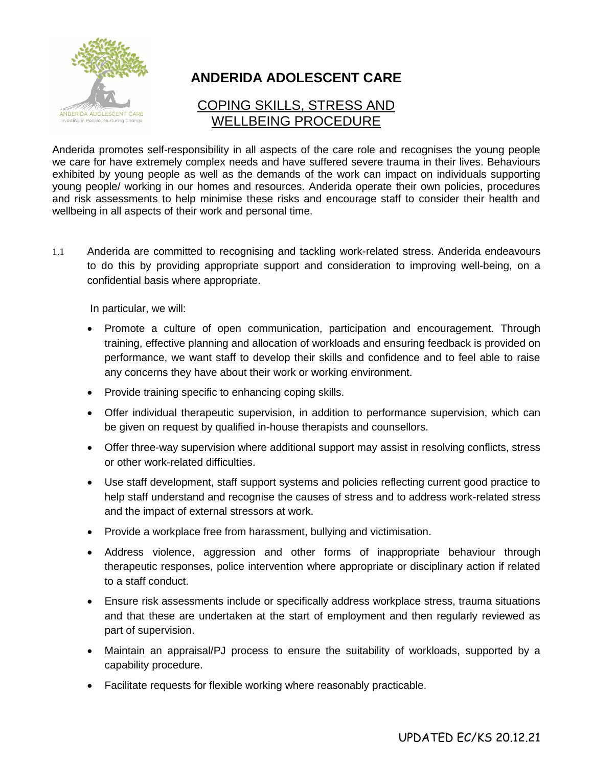# ANDERIDA ADOLESCENT CARE

## COPING SKILLS, STRESS AND WELLBEING PROCEDURE

Anderida promotes self-responsibility in all aspects of the care role and recognises the young people we care for have extremely complex needs and have suffered severe trauma in their lives. Behaviours exhibited by young people as well as the demands of the work can impact on individuals supporting young people/ working in our homes and resources. Anderida operate their own policies, procedures and risk assessments to help minimise these risks and encourage staff to consider their health and wellbeing in all aspects of their work and personal time.

1.1 Anderida are committed to recognising and tackling work-related stress. Anderida endeavours to do this by providing appropriate support and consideration to improving well-being, on a confidential basis where appropriate.

In particular, we will:

- Promote a culture of open communication, participation and encouragement. Through training, effective planning and allocation of workloads and ensuring feedback is provided on performance, we want staff to develop their skills and confidence and to feel able to raise any concerns they have about their work or working environment.
- Provide training specific to enhancing coping skills.
- Offer individual therapeutic supervision, in addition to performance supervision, which can be given on request by qualified in-house therapists and counsellors.
- Offer three-way supervision where additional support may assist in resolving conflicts, stress or other work-related difficulties.
- Use staff development, staff support systems and policies reflecting current good practice to help staff understand and recognise the causes of stress and to address work-related stress and the impact of external stressors at work.
- Provide a workplace free from harassment, bullying and victimisation.
- Address violence, aggression and other forms of inappropriate behaviour through therapeutic responses, police intervention where appropriate or disciplinary action if related to a staff conduct.
- Ensure risk assessments include or specifically address workplace stress, trauma situations and that these are undertaken at the start of employment and then regularly reviewed as part of supervision.
- Maintain an appraisal/PJ process to ensure the suitability of workloads, supported by a capability procedure.
- Facilitate requests for flexible working where reasonably practicable.

UPDATED EC/KS 20.12.21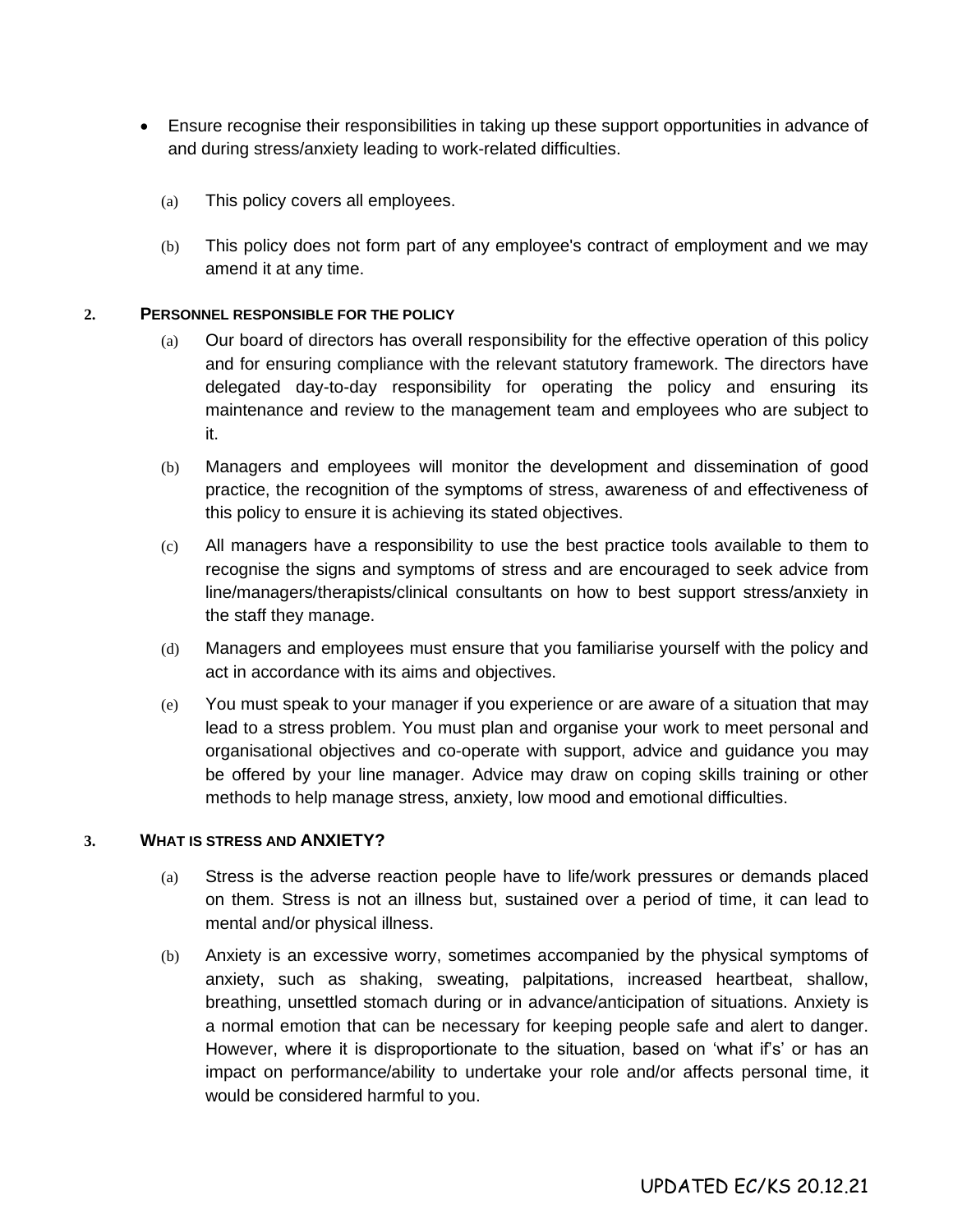- Ensure recognise their responsibilities in taking up these support opportunities in advance of and during stress/anxiety leading to work-related difficulties.

(a) This policy covers all employees.

(b) This policy does not form part of any employee's contract of employment and we may amend it at any time.

## 2. PERSONNEL RESPONSIBLE FOR THE POLICY

(a) Our board of directors has overall responsibility for the effective operation of this policy and for ensuring compliance with the relevant statutory framework. The directors have delegated day-to-day responsibility for operating the policy and ensuring its maintenance and review to the management team and employees who are subject to it.

(b) Managers and employees will monitor the development and dissemination of good practice, the recognition of the symptoms of stress, awareness of and effectiveness of this policy to ensure it is achieving its stated objectives.

(c) All managers have a responsibility to use the best practice tools available to them to recognise the signs and symptoms of stress and are encouraged to seek advice from line/managers/therapists/clinical consultants on how to best support stress/anxiety in the staff they manage.

(d) Managers and employees must ensure that you familiarise yourself with the policy and act in accordance with its aims and objectives.

(e) You must speak to your manager if you experience or are aware of a situation that may lead to a stress problem. You must plan and organise your work to meet personal and organisational objectives and co-operate with support, advice and guidance you may be offered by your line manager. Advice may draw on coping skills training or other methods to help manage stress, anxiety, low mood and emotional difficulties.

## 3. WHAT IS STRESS AND ANXIETY?

(a) Stress is the adverse reaction people have to life/work pressures or demands placed on them. Stress is not an illness but, sustained over a period of time, it can lead to mental and/or physical illness.

(b) Anxiety is an excessive worry, sometimes accompanied by the physical symptoms of anxiety, such as shaking, sweating, palpitations, increased heartbeat, shallow, breathing, unsettled stomach during or in advance/anticipation of situations. Anxiety is a normal emotion that can be necessary for keeping people safe and alert to danger. However, where it is disproportionate to the situation, based on 'what if's' or has an impact on performance/ability to undertake your role and/or affects personal time, it would be considered harmful to you.

UPDATED EC/KS 20.12.21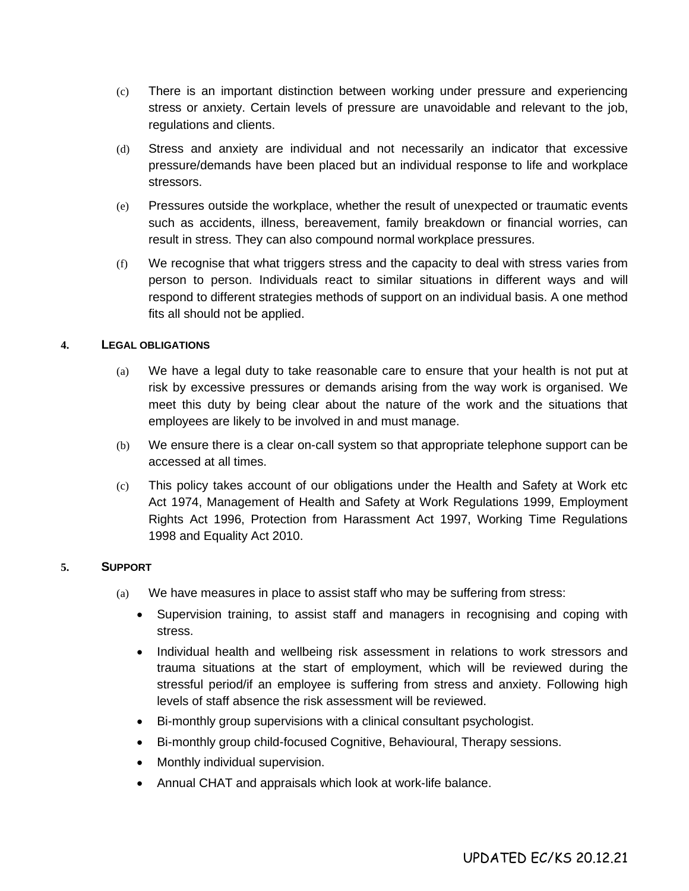(c) There is an important distinction between working under pressure and experiencing stress or anxiety. Certain levels of pressure are unavoidable and relevant to the job, regulations and clients.

(d) Stress and anxiety are individual and not necessarily an indicator that excessive pressure/demands have been placed but an individual response to life and workplace stressors.

(e) Pressures outside the workplace, whether the result of unexpected or traumatic events such as accidents, illness, bereavement, family breakdown or financial worries, can result in stress. They can also compound normal workplace pressures.

(f) We recognise that what triggers stress and the capacity to deal with stress varies from person to person. Individuals react to similar situations in different ways and will respond to different strategies methods of support on an individual basis. A one method fits all should not be applied.

## 4. LEGAL OBLIGATIONS

(a) We have a legal duty to take reasonable care to ensure that your health is not put at risk by excessive pressures or demands arising from the way work is organised. We meet this duty by being clear about the nature of the work and the situations that employees are likely to be involved in and must manage.

(b) We ensure there is a clear on-call system so that appropriate telephone support can be accessed at all times.

(c) This policy takes account of our obligations under the Health and Safety at Work etc Act 1974, Management of Health and Safety at Work Regulations 1999, Employment Rights Act 1996, Protection from Harassment Act 1997, Working Time Regulations 1998 and Equality Act 2010.

## 5. SUPPORT

(a) We have measures in place to assist staff who may be suffering from stress:

- Supervision training, to assist staff and managers in recognising and coping with stress.
- Individual health and wellbeing risk assessment in relations to work stressors and trauma situations at the start of employment, which will be reviewed during the stressful period/if an employee is suffering from stress and anxiety. Following high levels of staff absence the risk assessment will be reviewed.
- Bi-monthly group supervisions with a clinical consultant psychologist.
- Bi-monthly group child-focused Cognitive, Behavioural, Therapy sessions.
- Monthly individual supervision.
- Annual CHAT and appraisals which look at work-life balance.

UPDATED EC/KS 20.12.21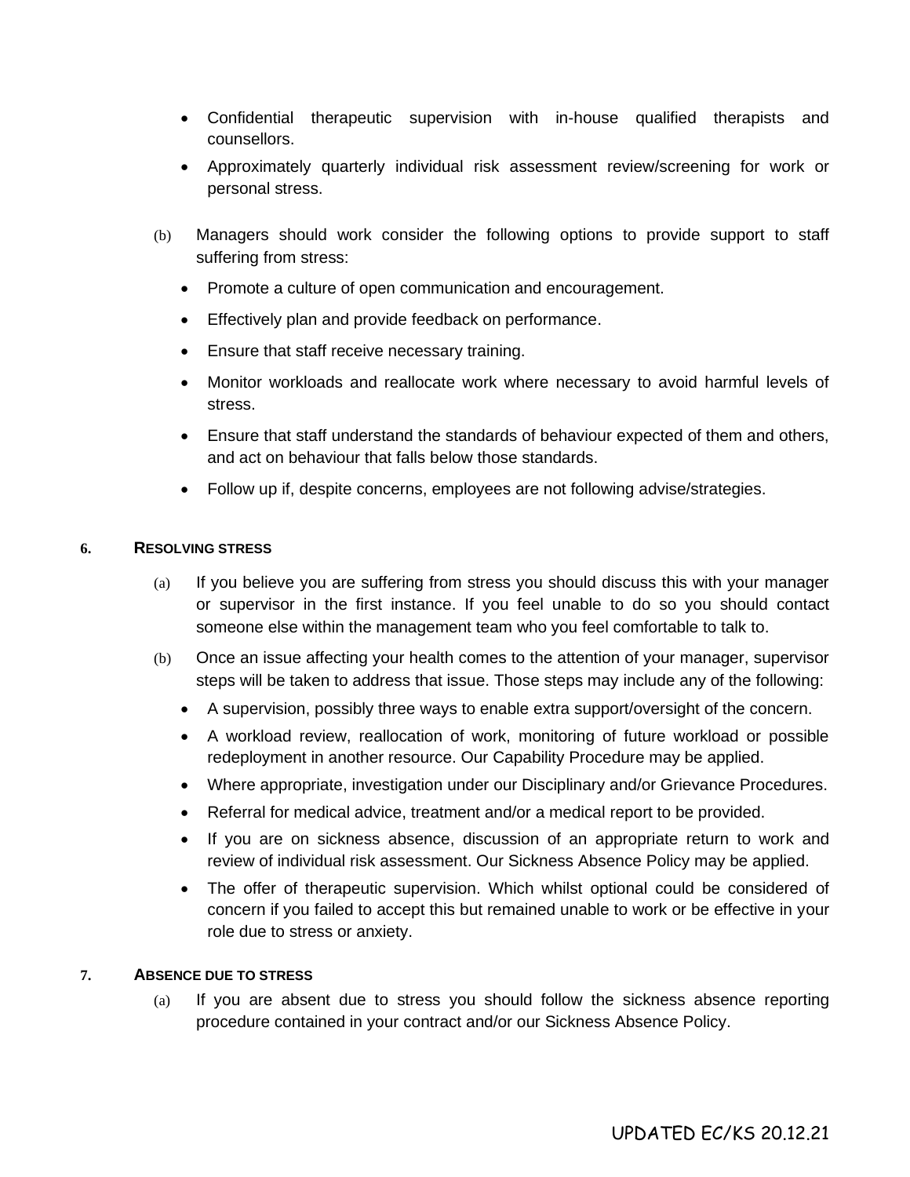- Confidential therapeutic supervision with in-house qualified therapists and counsellors.
- Approximately quarterly individual risk assessment review/screening for work or personal stress.

(b) Managers should work consider the following options to provide support to staff suffering from stress:

- Promote a culture of open communication and encouragement.
- Effectively plan and provide feedback on performance.
- Ensure that staff receive necessary training.
- Monitor workloads and reallocate work where necessary to avoid harmful levels of stress.
- Ensure that staff understand the standards of behaviour expected of them and others, and act on behaviour that falls below those standards.
- Follow up if, despite concerns, employees are not following advise/strategies.

## 6. RESOLVING STRESS

(a) If you believe you are suffering from stress you should discuss this with your manager or supervisor in the first instance. If you feel unable to do so you should contact someone else within the management team who you feel comfortable to talk to.

(b) Once an issue affecting your health comes to the attention of your manager, supervisor steps will be taken to address that issue. Those steps may include any of the following:

- A supervision, possibly three ways to enable extra support/oversight of the concern.
- A workload review, reallocation of work, monitoring of future workload or possible redeployment in another resource. Our Capability Procedure may be applied.
- Where appropriate, investigation under our Disciplinary and/or Grievance Procedures.
- Referral for medical advice, treatment and/or a medical report to be provided.
- If you are on sickness absence, discussion of an appropriate return to work and review of individual risk assessment. Our Sickness Absence Policy may be applied.
- The offer of therapeutic supervision. Which whilst optional could be considered of concern if you failed to accept this but remained unable to work or be effective in your role due to stress or anxiety.

## 7. ABSENCE DUE TO STRESS

(a) If you are absent due to stress you should follow the sickness absence reporting procedure contained in your contract and/or our Sickness Absence Policy.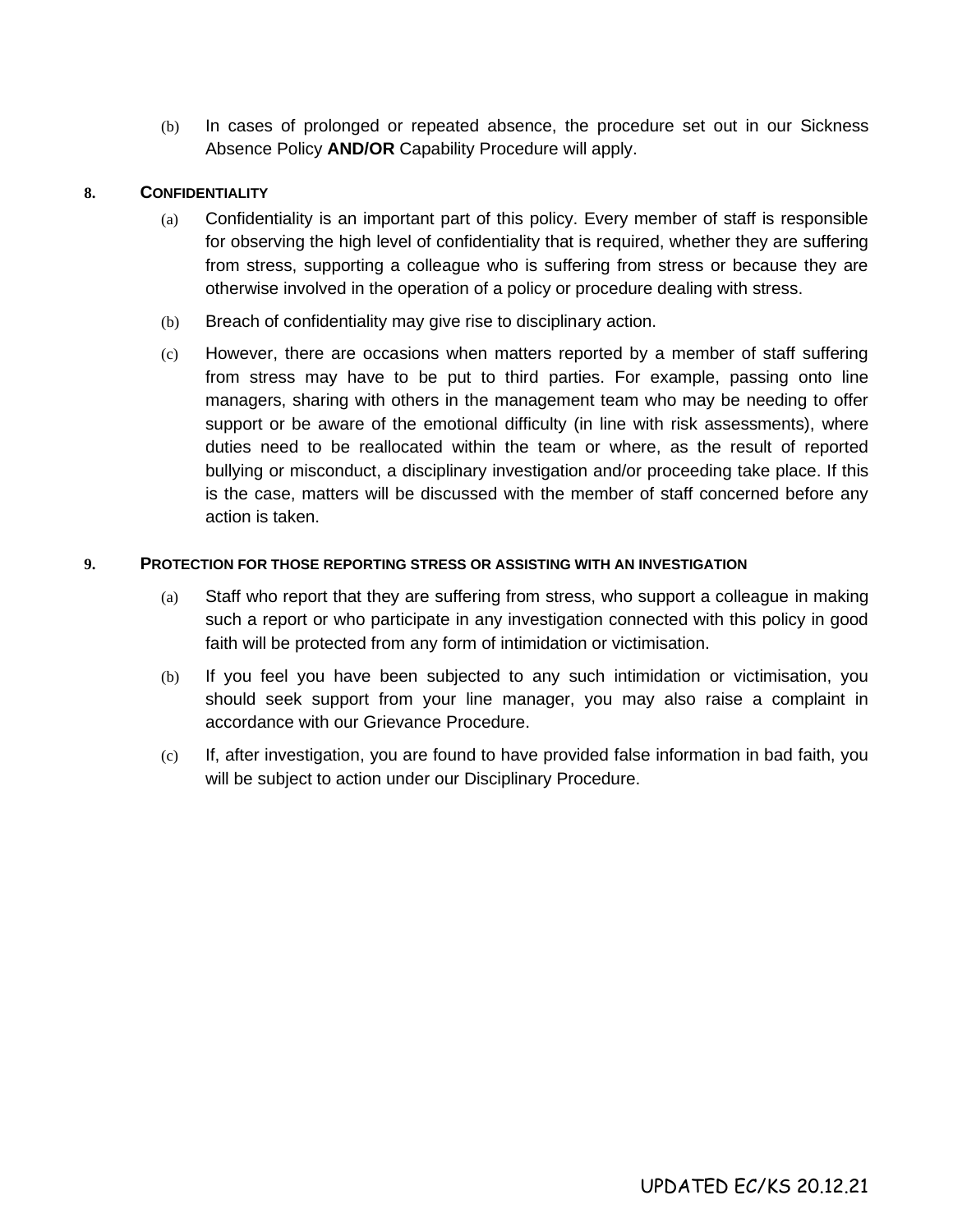(b) In cases of prolonged or repeated absence, the procedure set out in our Sickness Absence Policy **AND/OR** Capability Procedure will apply.

## 8. CONFIDENTIALITY

(a) Confidentiality is an important part of this policy. Every member of staff is responsible for observing the high level of confidentiality that is required, whether they are suffering from stress, supporting a colleague who is suffering from stress or because they are otherwise involved in the operation of a policy or procedure dealing with stress.

(b) Breach of confidentiality may give rise to disciplinary action.

(c) However, there are occasions when matters reported by a member of staff suffering from stress may have to be put to third parties. For example, passing onto line managers, sharing with others in the management team who may be needing to offer support or be aware of the emotional difficulty (in line with risk assessments), where duties need to be reallocated within the team or where, as the result of reported bullying or misconduct, a disciplinary investigation and/or proceeding take place. If this is the case, matters will be discussed with the member of staff concerned before any action is taken.

## 9. PROTECTION FOR THOSE REPORTING STRESS OR ASSISTING WITH AN INVESTIGATION

(a) Staff who report that they are suffering from stress, who support a colleague in making such a report or who participate in any investigation connected with this policy in good faith will be protected from any form of intimidation or victimisation.

(b) If you feel you have been subjected to any such intimidation or victimisation, you should seek support from your line manager, you may also raise a complaint in accordance with our Grievance Procedure.

(c) If, after investigation, you are found to have provided false information in bad faith, you will be subject to action under our Disciplinary Procedure.

UPDATED EC/KS 20.12.21